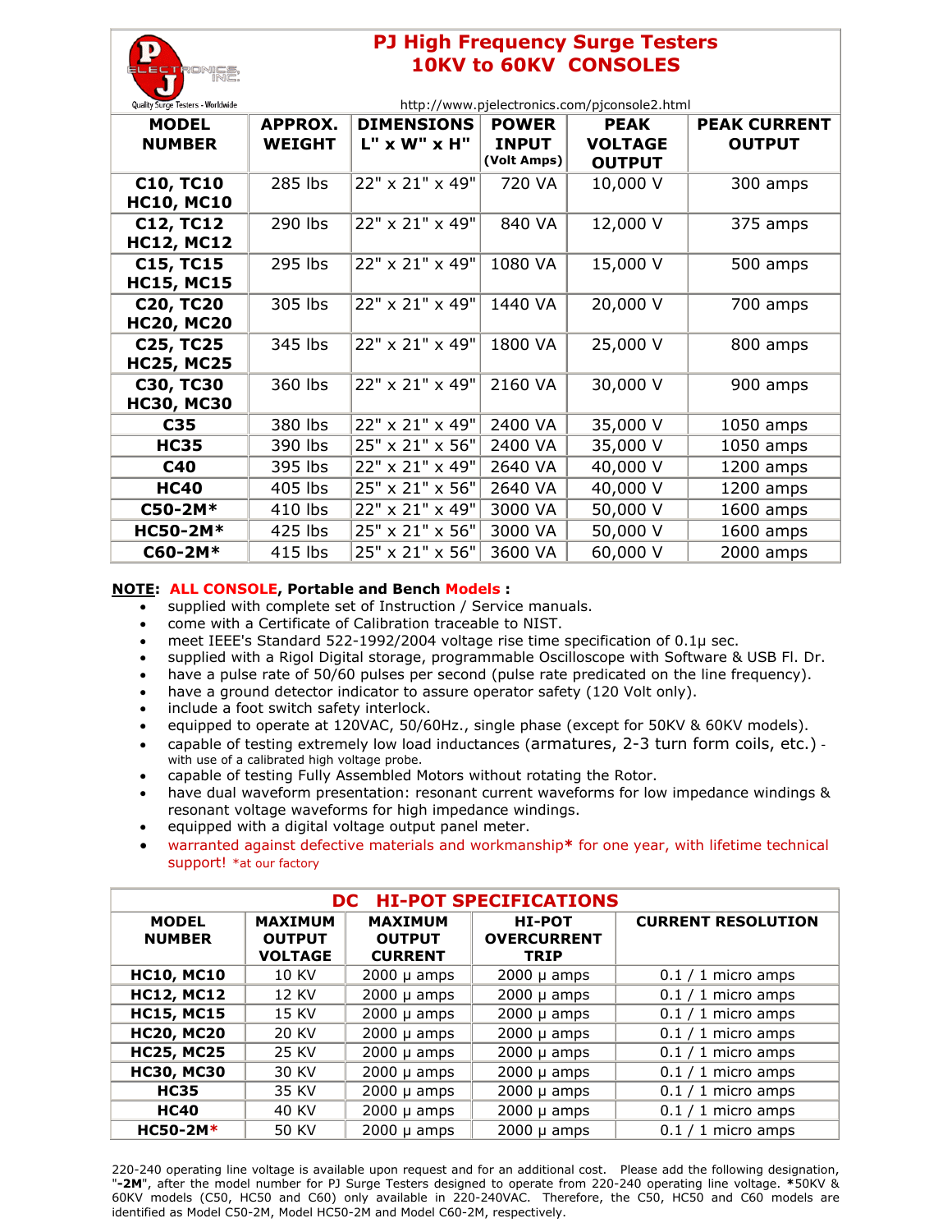# PJ High Frequency Surge Testers 10KV to 60KV CONSOLES

Quality Surge Testers - Worldwide

http://www.pjelectronics.com/pjconsole2.html

| MODEL NUMBER | APPROX. WEIGHT | DIMENSIONS L" x W" x H" | POWER INPUT (Volt Amps) | PEAK VOLTAGE OUTPUT | PEAK CURRENT OUTPUT |
|---|---|---|---|---|---|
| C10, TC10 HC10, MC10 | 285 lbs | 22" x 21" x 49" | 720 VA | 10,000 V | 300 amps |
| C12, TC12 HC12, MC12 | 290 lbs | 22" x 21" x 49" | 840 VA | 12,000 V | 375 amps |
| C15, TC15 HC15, MC15 | 295 lbs | 22" x 21" x 49" | 1080 VA | 15,000 V | 500 amps |
| C20, TC20 HC20, MC20 | 305 lbs | 22" x 21" x 49" | 1440 VA | 20,000 V | 700 amps |
| C25, TC25 HC25, MC25 | 345 lbs | 22" x 21" x 49" | 1800 VA | 25,000 V | 800 amps |
| C30, TC30 HC30, MC30 | 360 lbs | 22" x 21" x 49" | 2160 VA | 30,000 V | 900 amps |
| C35 | 380 lbs | 22" x 21" x 49" | 2400 VA | 35,000 V | 1050 amps |
| HC35 | 390 lbs | 25" x 21" x 56" | 2400 VA | 35,000 V | 1050 amps |
| C40 | 395 lbs | 22" x 21" x 49" | 2640 VA | 40,000 V | 1200 amps |
| HC40 | 405 lbs | 25" x 21" x 56" | 2640 VA | 40,000 V | 1200 amps |
| C50-2M* | 410 lbs | 22" x 21" x 49" | 3000 VA | 50,000 V | 1600 amps |
| HC50-2M* | 425 lbs | 25" x 21" x 56" | 3000 VA | 50,000 V | 1600 amps |
| C60-2M* | 415 lbs | 25" x 21" x 56" | 3600 VA | 60,000 V | 2000 amps |

**NOTE: ALL CONSOLE, Portable and Bench Models :**

- supplied with complete set of Instruction / Service manuals.
- come with a Certificate of Calibration traceable to NIST.
- meet IEEE's Standard 522-1992/2004 voltage rise time specification of 0.1µ sec.
- supplied with a Rigol Digital storage, programmable Oscilloscope with Software & USB Fl. Dr.
- have a pulse rate of 50/60 pulses per second (pulse rate predicated on the line frequency).
- have a ground detector indicator to assure operator safety (120 Volt only).
- include a foot switch safety interlock.
- equipped to operate at 120VAC, 50/60Hz., single phase (except for 50KV & 60KV models).
- capable of testing extremely low load inductances (armatures, 2-3 turn form coils, etc.) - with use of a calibrated high voltage probe.
- capable of testing Fully Assembled Motors without rotating the Rotor.
- have dual waveform presentation: resonant current waveforms for low impedance windings & resonant voltage waveforms for high impedance windings.
- equipped with a digital voltage output panel meter.
- warranted against defective materials and workmanship* for one year, with lifetime technical support! *at our factory

## DC HI-POT SPECIFICATIONS

| MODEL NUMBER | MAXIMUM OUTPUT VOLTAGE | MAXIMUM OUTPUT CURRENT | HI-POT OVERCURRENT TRIP | CURRENT RESOLUTION |
|---|---|---|---|---|
| HC10, MC10 | 10 KV | 2000 µ amps | 2000 µ amps | 0.1 / 1 micro amps |
| HC12, MC12 | 12 KV | 2000 µ amps | 2000 µ amps | 0.1 / 1 micro amps |
| HC15, MC15 | 15 KV | 2000 µ amps | 2000 µ amps | 0.1 / 1 micro amps |
| HC20, MC20 | 20 KV | 2000 µ amps | 2000 µ amps | 0.1 / 1 micro amps |
| HC25, MC25 | 25 KV | 2000 µ amps | 2000 µ amps | 0.1 / 1 micro amps |
| HC30, MC30 | 30 KV | 2000 µ amps | 2000 µ amps | 0.1 / 1 micro amps |
| HC35 | 35 KV | 2000 µ amps | 2000 µ amps | 0.1 / 1 micro amps |
| HC40 | 40 KV | 2000 µ amps | 2000 µ amps | 0.1 / 1 micro amps |
| HC50-2M* | 50 KV | 2000 µ amps | 2000 µ amps | 0.1 / 1 micro amps |

220-240 operating line voltage is available upon request and for an additional cost. Please add the following designation, "**-2M**", after the model number for PJ Surge Testers designed to operate from 220-240 operating line voltage. ***50KV & 60KV models (C50, HC50 and C60) only available in 220-240VAC. Therefore, the C50, HC50 and C60 models are identified as Model C50-2M, Model HC50-2M and Model C60-2M, respectively.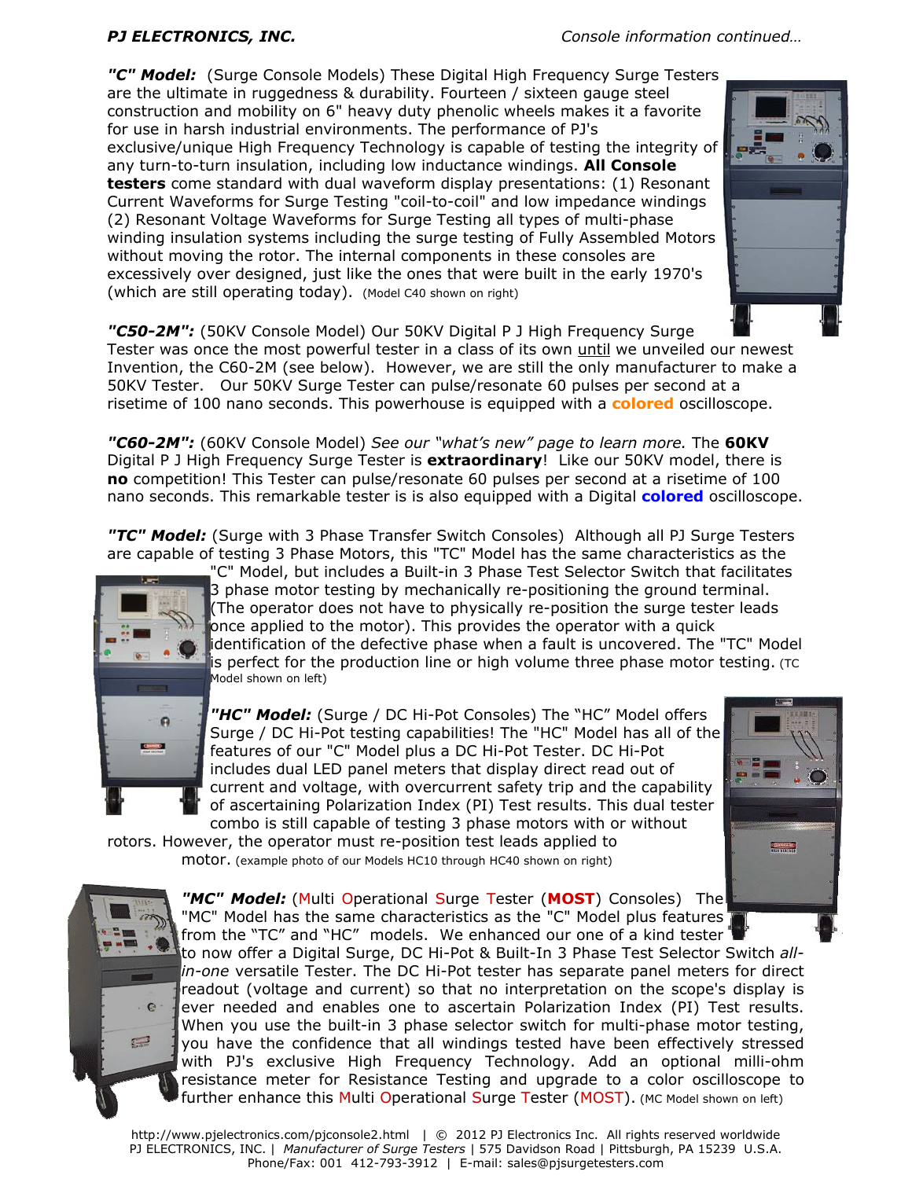***"C" Model:*** (Surge Console Models) These Digital High Frequency Surge Testers are the ultimate in ruggedness & durability. Fourteen / sixteen gauge steel construction and mobility on 6" heavy duty phenolic wheels makes it a favorite for use in harsh industrial environments. The performance of PJ's exclusive/unique High Frequency Technology is capable of testing the integrity of any turn-to-turn insulation, including low inductance windings. **All Console testers** come standard with dual waveform display presentations: (1) Resonant Current Waveforms for Surge Testing "coil-to-coil" and low impedance windings (2) Resonant Voltage Waveforms for Surge Testing all types of multi-phase winding insulation systems including the surge testing of Fully Assembled Motors without moving the rotor. The internal components in these consoles are excessively over designed, just like the ones that were built in the early 1970's (which are still operating today). (Model C40 shown on right)

***"C50-2M":*** (50KV Console Model) Our 50KV Digital P J High Frequency Surge Tester was once the most powerful tester in a class of its own until we unveiled our newest Invention, the C60-2M (see below). However, we are still the only manufacturer to make a 50KV Tester. Our 50KV Surge Tester can pulse/resonate 60 pulses per second at a risetime of 100 nano seconds. This powerhouse is equipped with a **colored** oscilloscope.

***"C60-2M":*** (60KV Console Model) *See our "what's new" page to learn more.* The **60KV** Digital P J High Frequency Surge Tester is **extraordinary**! Like our 50KV model, there is **no** competition! This Tester can pulse/resonate 60 pulses per second at a risetime of 100 nano seconds. This remarkable tester is is also equipped with a Digital **colored** oscilloscope.

***"TC" Model:*** (Surge with 3 Phase Transfer Switch Consoles) Although all PJ Surge Testers are capable of testing 3 Phase Motors, this "TC" Model has the same characteristics as the "C" Model, but includes a Built-in 3 Phase Test Selector Switch that facilitates 3 phase motor testing by mechanically re-positioning the ground terminal. (The operator does not have to physically re-position the surge tester leads once applied to the motor). This provides the operator with a quick identification of the defective phase when a fault is uncovered. The "TC" Model is perfect for the production line or high volume three phase motor testing. (TC Model shown on left)

***"HC" Model:*** (Surge / DC Hi-Pot Consoles) The "HC" Model offers Surge / DC Hi-Pot testing capabilities! The "HC" Model has all of the features of our "C" Model plus a DC Hi-Pot Tester. DC Hi-Pot includes dual LED panel meters that display direct read out of current and voltage, with overcurrent safety trip and the capability of ascertaining Polarization Index (PI) Test results. This dual tester combo is still capable of testing 3 phase motors with or without rotors. However, the operator must re-position test leads applied to motor. (example photo of our Models HC10 through HC40 shown on right)

***"MC" Model:*** (Multi Operational Surge Tester (**MOST**) Consoles) The "MC" Model has the same characteristics as the "C" Model plus features from the "TC" and "HC" models. We enhanced our one of a kind tester to now offer a Digital Surge, DC Hi-Pot & Built-In 3 Phase Test Selector Switch *all-in-one* versatile Tester. The DC Hi-Pot tester has separate panel meters for direct readout (voltage and current) so that no interpretation on the scope's display is ever needed and enables one to ascertain Polarization Index (PI) Test results. When you use the built-in 3 phase selector switch for multi-phase motor testing, you have the confidence that all windings tested have been effectively stressed with PJ's exclusive High Frequency Technology. Add an optional milli-ohm resistance meter for Resistance Testing and upgrade to a color oscilloscope to further enhance this Multi Operational Surge Tester (MOST). (MC Model shown on left)

http://www.pjelectronics.com/pjconsole2.html | © 2012 PJ Electronics Inc. All rights reserved worldwide
PJ ELECTRONICS, INC. | *Manufacturer of Surge Testers* | 575 Davidson Road | Pittsburgh, PA 15239 U.S.A.
Phone/Fax: 001 412-793-3912 | E-mail: sales@pjsurgetesters.com